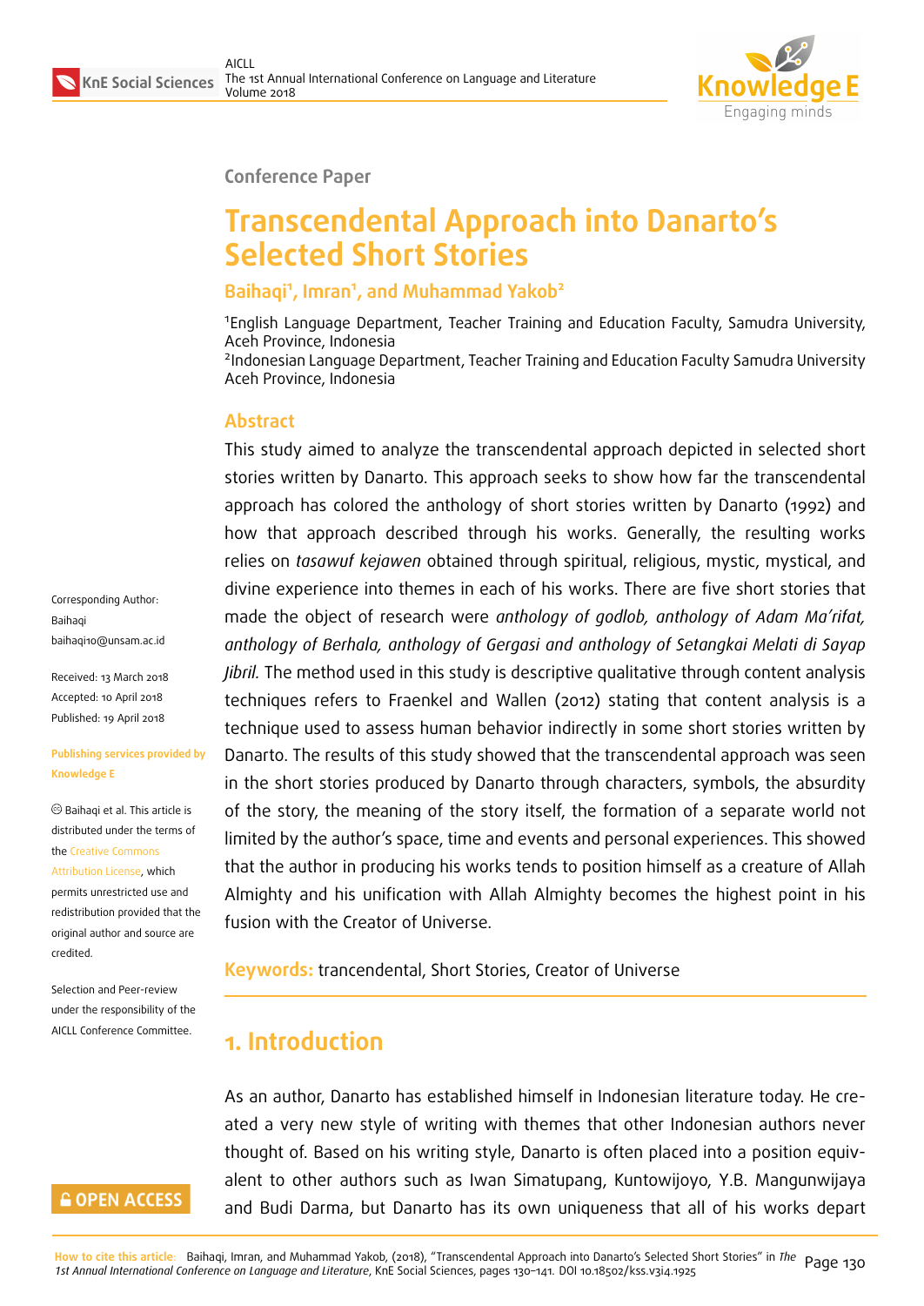Conference Paper

# Transcendental Approach into Danarto's Selected Short Stories

**Baihaqi[1], Imran[1], and Muhammad Yakob[2]**

[1]English Language Department, Teacher Training and Education Faculty, Samudra University, Aceh Province, Indonesia
[2]Indonesian Language Department, Teacher Training and Education Faculty Samudra University Aceh Province, Indonesia

Corresponding Author:
Baihaqi
baihaqi10@unsam.ac.id

Received: 13 March 2018
Accepted: 10 April 2018
Published: 19 April 2018

**Publishing services provided by Knowledge E**

© Baihaqi et al. This article is distributed under the terms of the Creative Commons Attribution License, which permits unrestricted use and redistribution provided that the original author and source are credited.

Selection and Peer-review under the responsibility of the AICLL Conference Committee.

## Abstract

This study aimed to analyze the transcendental approach depicted in selected short stories written by Danarto. This approach seeks to show how far the transcendental approach has colored the anthology of short stories written by Danarto (1992) and how that approach described through his works. Generally, the resulting works relies on *tasawuf kejawen* obtained through spiritual, religious, mystic, mystical, and divine experience into themes in each of his works. There are five short stories that made the object of research were *anthology of godlob, anthology of Adam Ma'rifat, anthology of Berhala, anthology of Gergasi and anthology of Setangkai Melati di Sayap Jibril.* The method used in this study is descriptive qualitative through content analysis techniques refers to Fraenkel and Wallen (2012) stating that content analysis is a technique used to assess human behavior indirectly in some short stories written by Danarto. The results of this study showed that the transcendental approach was seen in the short stories produced by Danarto through characters, symbols, the absurdity of the story, the meaning of the story itself, the formation of a separate world not limited by the author's space, time and events and personal experiences. This showed that the author in producing his works tends to position himself as a creature of Allah Almighty and his unification with Allah Almighty becomes the highest point in his fusion with the Creator of Universe.

**Keywords:** trancendental, Short Stories, Creator of Universe

## 1. Introduction

As an author, Danarto has established himself in Indonesian literature today. He created a very new style of writing with themes that other Indonesian authors never thought of. Based on his writing style, Danarto is often placed into a position equivalent to other authors such as Iwan Simatupang, Kuntowijoyo, Y.B. Mangunwijaya and Budi Darma, but Danarto has its own uniqueness that all of his works depart

**How to cite this article:** Baihaqi, Imran, and Muhammad Yakob, (2018), "Transcendental Approach into Danarto's Selected Short Stories" in *The 1st Annual International Conference on Language and Literature*, KnE Social Sciences, pages 130–141. DOI 10.18502/kss.v3i4.1925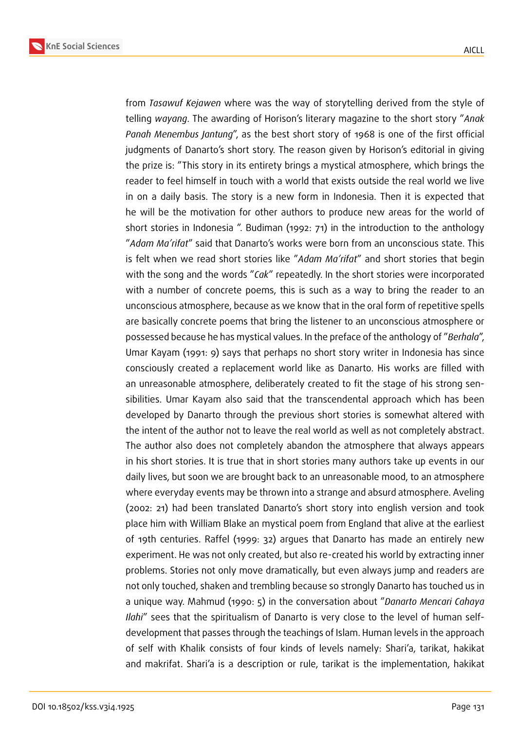from *Tasawuf Kejawen* where was the way of storytelling derived from the style of telling *wayang*. The awarding of Horison's literary magazine to the short story "*Anak Panah Menembus Jantung*", as the best short story of 1968 is one of the first official judgments of Danarto's short story. The reason given by Horison's editorial in giving the prize is: "This story in its entirety brings a mystical atmosphere, which brings the reader to feel himself in touch with a world that exists outside the real world we live in on a daily basis. The story is a new form in Indonesia. Then it is expected that he will be the motivation for other authors to produce new areas for the world of short stories in Indonesia ". Budiman (1992: 71) in the introduction to the anthology "*Adam Ma'rifat*" said that Danarto's works were born from an unconscious state. This is felt when we read short stories like "*Adam Ma'rifat*" and short stories that begin with the song and the words "*Cak*" repeatedly. In the short stories were incorporated with a number of concrete poems, this is such as a way to bring the reader to an unconscious atmosphere, because as we know that in the oral form of repetitive spells are basically concrete poems that bring the listener to an unconscious atmosphere or possessed because he has mystical values. In the preface of the anthology of "*Berhala*", Umar Kayam (1991: 9) says that perhaps no short story writer in Indonesia has since consciously created a replacement world like as Danarto. His works are filled with an unreasonable atmosphere, deliberately created to fit the stage of his strong sensibilities. Umar Kayam also said that the transcendental approach which has been developed by Danarto through the previous short stories is somewhat altered with the intent of the author not to leave the real world as well as not completely abstract. The author also does not completely abandon the atmosphere that always appears in his short stories. It is true that in short stories many authors take up events in our daily lives, but soon we are brought back to an unreasonable mood, to an atmosphere where everyday events may be thrown into a strange and absurd atmosphere. Aveling (2002: 21) had been translated Danarto's short story into english version and took place him with William Blake an mystical poem from England that alive at the earliest of 19th centuries. Raffel (1999: 32) argues that Danarto has made an entirely new experiment. He was not only created, but also re-created his world by extracting inner problems. Stories not only move dramatically, but even always jump and readers are not only touched, shaken and trembling because so strongly Danarto has touched us in a unique way. Mahmud (1990: 5) in the conversation about "*Danarto Mencari Cahaya Ilahi*" sees that the spiritualism of Danarto is very close to the level of human self-development that passes through the teachings of Islam. Human levels in the approach of self with Khalik consists of four kinds of levels namely: Shari'a, tarikat, hakikat and makrifat. Shari'a is a description or rule, tarikat is the implementation, hakikat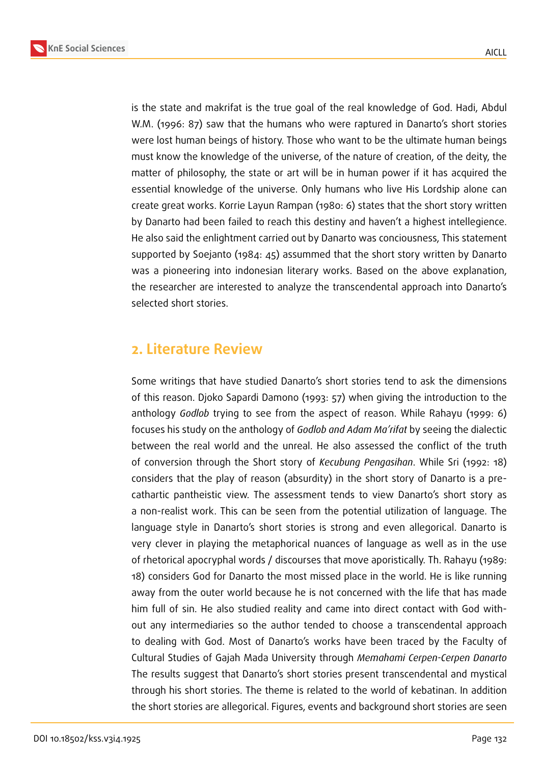is the state and makrifat is the true goal of the real knowledge of God. Hadi, Abdul W.M. (1996: 87) saw that the humans who were raptured in Danarto's short stories were lost human beings of history. Those who want to be the ultimate human beings must know the knowledge of the universe, of the nature of creation, of the deity, the matter of philosophy, the state or art will be in human power if it has acquired the essential knowledge of the universe. Only humans who live His Lordship alone can create great works. Korrie Layun Rampan (1980: 6) states that the short story written by Danarto had been failed to reach this destiny and haven't a highest intellegience. He also said the enlightment carried out by Danarto was conciousness, This statement supported by Soejanto (1984: 45) assummed that the short story written by Danarto was a pioneering into indonesian literary works. Based on the above explanation, the researcher are interested to analyze the transcendental approach into Danarto's selected short stories.

## 2. Literature Review

Some writings that have studied Danarto's short stories tend to ask the dimensions of this reason. Djoko Sapardi Damono (1993: 57) when giving the introduction to the anthology *Godlob* trying to see from the aspect of reason. While Rahayu (1999: 6) focuses his study on the anthology of *Godlob and Adam Ma'rifat* by seeing the dialectic between the real world and the unreal. He also assessed the conflict of the truth of conversion through the Short story of *Kecubung Pengasihan*. While Sri (1992: 18) considers that the play of reason (absurdity) in the short story of Danarto is a pre-cathartic pantheistic view. The assessment tends to view Danarto's short story as a non-realist work. This can be seen from the potential utilization of language. The language style in Danarto's short stories is strong and even allegorical. Danarto is very clever in playing the metaphorical nuances of language as well as in the use of rhetorical apocryphal words / discourses that move aporistically. Th. Rahayu (1989: 18) considers God for Danarto the most missed place in the world. He is like running away from the outer world because he is not concerned with the life that has made him full of sin. He also studied reality and came into direct contact with God without any intermediaries so the author tended to choose a transcendental approach to dealing with God. Most of Danarto's works have been traced by the Faculty of Cultural Studies of Gajah Mada University through *Memahami Cerpen-Cerpen Danarto* The results suggest that Danarto's short stories present transcendental and mystical through his short stories. The theme is related to the world of kebatinan. In addition the short stories are allegorical. Figures, events and background short stories are seen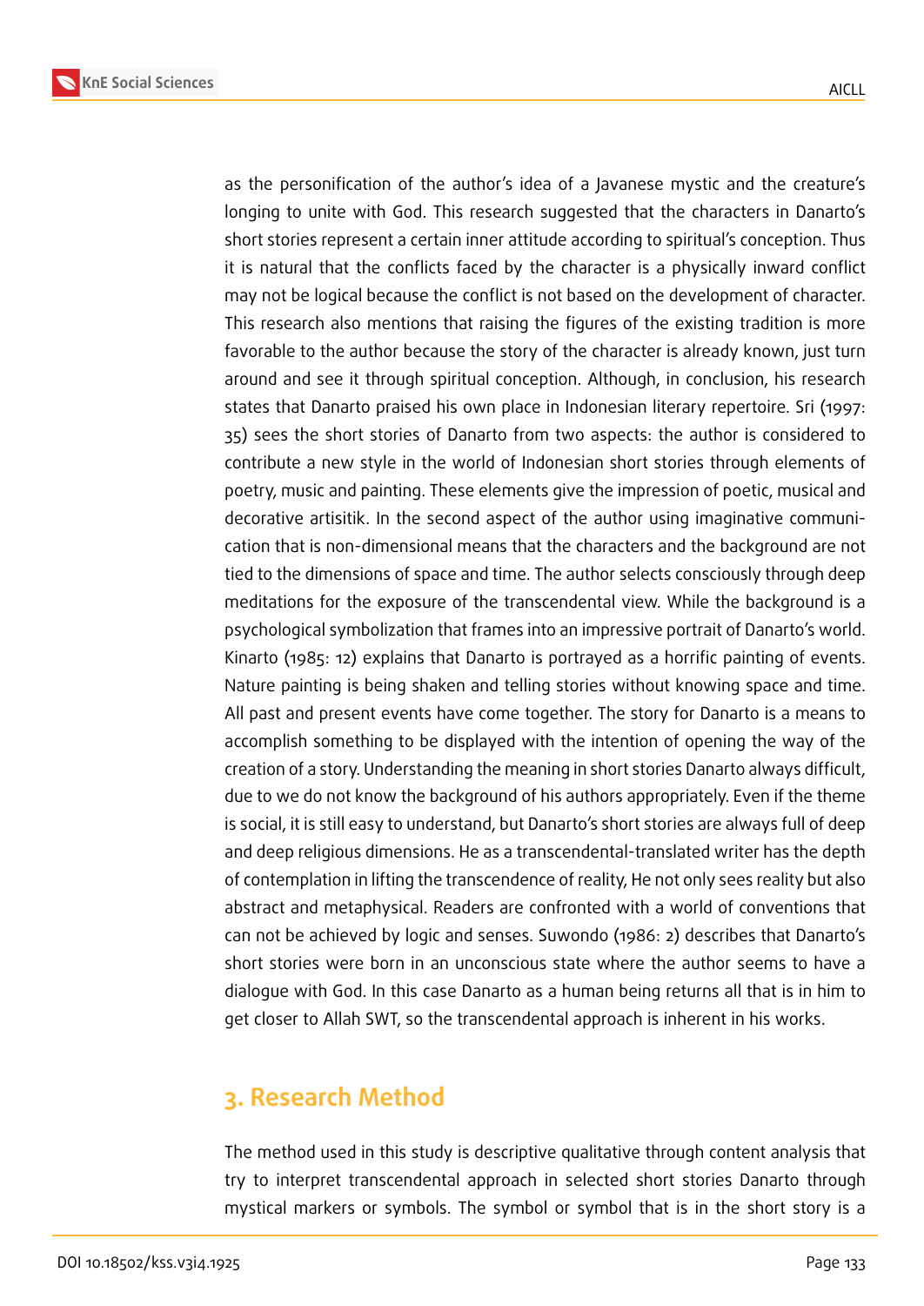as the personification of the author's idea of a Javanese mystic and the creature's longing to unite with God. This research suggested that the characters in Danarto's short stories represent a certain inner attitude according to spiritual's conception. Thus it is natural that the conflicts faced by the character is a physically inward conflict may not be logical because the conflict is not based on the development of character. This research also mentions that raising the figures of the existing tradition is more favorable to the author because the story of the character is already known, just turn around and see it through spiritual conception. Although, in conclusion, his research states that Danarto praised his own place in Indonesian literary repertoire. Sri (1997: 35) sees the short stories of Danarto from two aspects: the author is considered to contribute a new style in the world of Indonesian short stories through elements of poetry, music and painting. These elements give the impression of poetic, musical and decorative artisitik. In the second aspect of the author using imaginative communication that is non-dimensional means that the characters and the background are not tied to the dimensions of space and time. The author selects consciously through deep meditations for the exposure of the transcendental view. While the background is a psychological symbolization that frames into an impressive portrait of Danarto's world. Kinarto (1985: 12) explains that Danarto is portrayed as a horrific painting of events. Nature painting is being shaken and telling stories without knowing space and time. All past and present events have come together. The story for Danarto is a means to accomplish something to be displayed with the intention of opening the way of the creation of a story. Understanding the meaning in short stories Danarto always difficult, due to we do not know the background of his authors appropriately. Even if the theme is social, it is still easy to understand, but Danarto's short stories are always full of deep and deep religious dimensions. He as a transcendental-translated writer has the depth of contemplation in lifting the transcendence of reality, He not only sees reality but also abstract and metaphysical. Readers are confronted with a world of conventions that can not be achieved by logic and senses. Suwondo (1986: 2) describes that Danarto's short stories were born in an unconscious state where the author seems to have a dialogue with God. In this case Danarto as a human being returns all that is in him to get closer to Allah SWT, so the transcendental approach is inherent in his works.

## 3. Research Method

The method used in this study is descriptive qualitative through content analysis that try to interpret transcendental approach in selected short stories Danarto through mystical markers or symbols. The symbol or symbol that is in the short story is a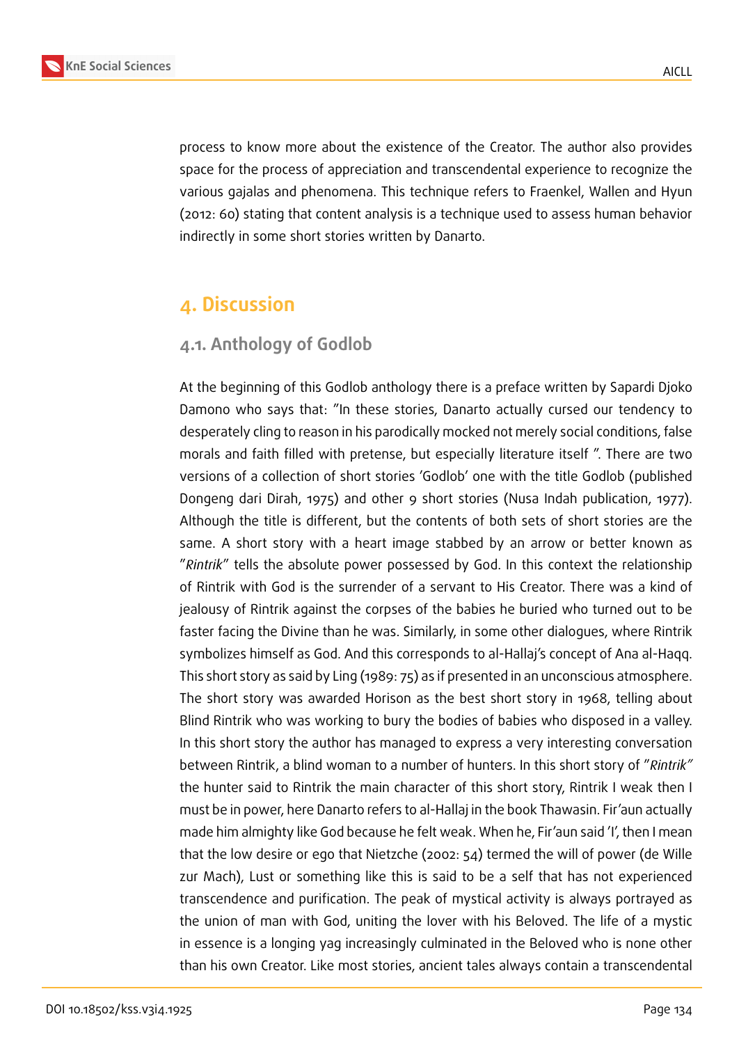process to know more about the existence of the Creator. The author also provides space for the process of appreciation and transcendental experience to recognize the various gajalas and phenomena. This technique refers to Fraenkel, Wallen and Hyun (2012: 60) stating that content analysis is a technique used to assess human behavior indirectly in some short stories written by Danarto.

# 4. Discussion

## 4.1. Anthology of Godlob

At the beginning of this Godlob anthology there is a preface written by Sapardi Djoko Damono who says that: "In these stories, Danarto actually cursed our tendency to desperately cling to reason in his parodically mocked not merely social conditions, false morals and faith filled with pretense, but especially literature itself ". There are two versions of a collection of short stories 'Godlob' one with the title Godlob (published Dongeng dari Dirah, 1975) and other 9 short stories (Nusa Indah publication, 1977). Although the title is different, but the contents of both sets of short stories are the same. A short story with a heart image stabbed by an arrow or better known as "*Rintrik*" tells the absolute power possessed by God. In this context the relationship of Rintrik with God is the surrender of a servant to His Creator. There was a kind of jealousy of Rintrik against the corpses of the babies he buried who turned out to be faster facing the Divine than he was. Similarly, in some other dialogues, where Rintrik symbolizes himself as God. And this corresponds to al-Hallaj's concept of Ana al-Haqq. This short story as said by Ling (1989: 75) as if presented in an unconscious atmosphere. The short story was awarded Horison as the best short story in 1968, telling about Blind Rintrik who was working to bury the bodies of babies who disposed in a valley. In this short story the author has managed to express a very interesting conversation between Rintrik, a blind woman to a number of hunters. In this short story of "*Rintrik"* the hunter said to Rintrik the main character of this short story, Rintrik I weak then I must be in power, here Danarto refers to al-Hallaj in the book Thawasin. Fir'aun actually made him almighty like God because he felt weak. When he, Fir'aun said 'I', then I mean that the low desire or ego that Nietzche (2002: 54) termed the will of power (de Wille zur Mach), Lust or something like this is said to be a self that has not experienced transcendence and purification. The peak of mystical activity is always portrayed as the union of man with God, uniting the lover with his Beloved. The life of a mystic in essence is a longing yag increasingly culminated in the Beloved who is none other than his own Creator. Like most stories, ancient tales always contain a transcendental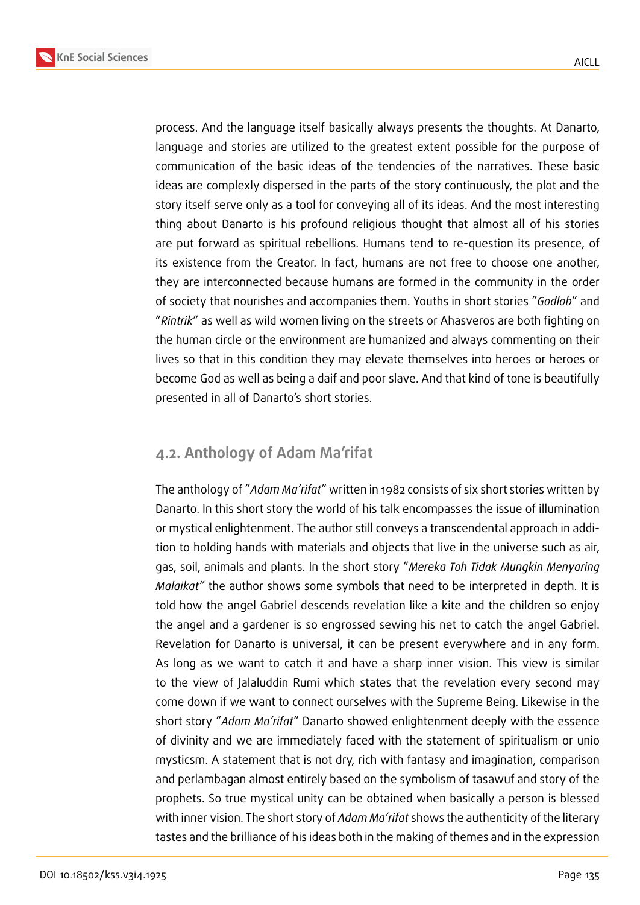process. And the language itself basically always presents the thoughts. At Danarto, language and stories are utilized to the greatest extent possible for the purpose of communication of the basic ideas of the tendencies of the narratives. These basic ideas are complexly dispersed in the parts of the story continuously, the plot and the story itself serve only as a tool for conveying all of its ideas. And the most interesting thing about Danarto is his profound religious thought that almost all of his stories are put forward as spiritual rebellions. Humans tend to re-question its presence, of its existence from the Creator. In fact, humans are not free to choose one another, they are interconnected because humans are formed in the community in the order of society that nourishes and accompanies them. Youths in short stories "*Godlob*" and "*Rintrik*" as well as wild women living on the streets or Ahasveros are both fighting on the human circle or the environment are humanized and always commenting on their lives so that in this condition they may elevate themselves into heroes or heroes or become God as well as being a daif and poor slave. And that kind of tone is beautifully presented in all of Danarto's short stories.

## 4.2. Anthology of Adam Ma'rifat

The anthology of "*Adam Ma'rifat*" written in 1982 consists of six short stories written by Danarto. In this short story the world of his talk encompasses the issue of illumination or mystical enlightenment. The author still conveys a transcendental approach in addition to holding hands with materials and objects that live in the universe such as air, gas, soil, animals and plants. In the short story "*Mereka Toh Tidak Mungkin Menyaring Malaikat"* the author shows some symbols that need to be interpreted in depth. It is told how the angel Gabriel descends revelation like a kite and the children so enjoy the angel and a gardener is so engrossed sewing his net to catch the angel Gabriel. Revelation for Danarto is universal, it can be present everywhere and in any form. As long as we want to catch it and have a sharp inner vision. This view is similar to the view of Jalaluddin Rumi which states that the revelation every second may come down if we want to connect ourselves with the Supreme Being. Likewise in the short story "*Adam Ma'rifat*" Danarto showed enlightenment deeply with the essence of divinity and we are immediately faced with the statement of spiritualism or unio mysticsm. A statement that is not dry, rich with fantasy and imagination, comparison and perlambagan almost entirely based on the symbolism of tasawuf and story of the prophets. So true mystical unity can be obtained when basically a person is blessed with inner vision. The short story of *Adam Ma'rifat* shows the authenticity of the literary tastes and the brilliance of his ideas both in the making of themes and in the expression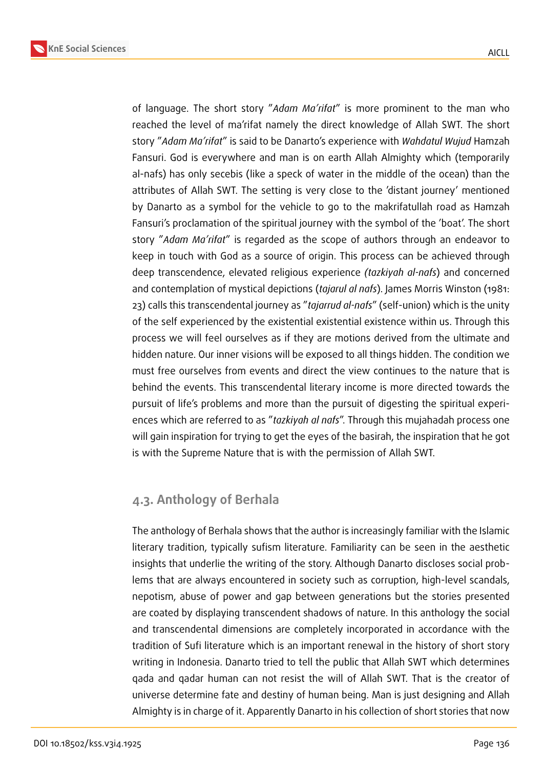of language. The short story "*Adam Ma'rifat*" is more prominent to the man who reached the level of ma'rifat namely the direct knowledge of Allah SWT. The short story "*Adam Ma'rifat*" is said to be Danarto's experience with *Wahdatul Wujud* Hamzah Fansuri. God is everywhere and man is on earth Allah Almighty which (temporarily al-nafs) has only secebis (like a speck of water in the middle of the ocean) than the attributes of Allah SWT. The setting is very close to the 'distant journey' mentioned by Danarto as a symbol for the vehicle to go to the makrifatullah road as Hamzah Fansuri's proclamation of the spiritual journey with the symbol of the 'boat'. The short story "*Adam Ma'rifat*" is regarded as the scope of authors through an endeavor to keep in touch with God as a source of origin. This process can be achieved through deep transcendence, elevated religious experience *(tazkiyah al-nafs*) and concerned and contemplation of mystical depictions (*tajarul al nafs*). James Morris Winston (1981: 23) calls this transcendental journey as "*tajarrud al-nafs*" (self-union) which is the unity of the self experienced by the existential existential existence within us. Through this process we will feel ourselves as if they are motions derived from the ultimate and hidden nature. Our inner visions will be exposed to all things hidden. The condition we must free ourselves from events and direct the view continues to the nature that is behind the events. This transcendental literary income is more directed towards the pursuit of life's problems and more than the pursuit of digesting the spiritual experiences which are referred to as "*tazkiyah al nafs*". Through this mujahadah process one will gain inspiration for trying to get the eyes of the basirah, the inspiration that he got is with the Supreme Nature that is with the permission of Allah SWT.

## 4.3. Anthology of Berhala

The anthology of Berhala shows that the author is increasingly familiar with the Islamic literary tradition, typically sufism literature. Familiarity can be seen in the aesthetic insights that underlie the writing of the story. Although Danarto discloses social problems that are always encountered in society such as corruption, high-level scandals, nepotism, abuse of power and gap between generations but the stories presented are coated by displaying transcendent shadows of nature. In this anthology the social and transcendental dimensions are completely incorporated in accordance with the tradition of Sufi literature which is an important renewal in the history of short story writing in Indonesia. Danarto tried to tell the public that Allah SWT which determines qada and qadar human can not resist the will of Allah SWT. That is the creator of universe determine fate and destiny of human being. Man is just designing and Allah Almighty is in charge of it. Apparently Danarto in his collection of short stories that now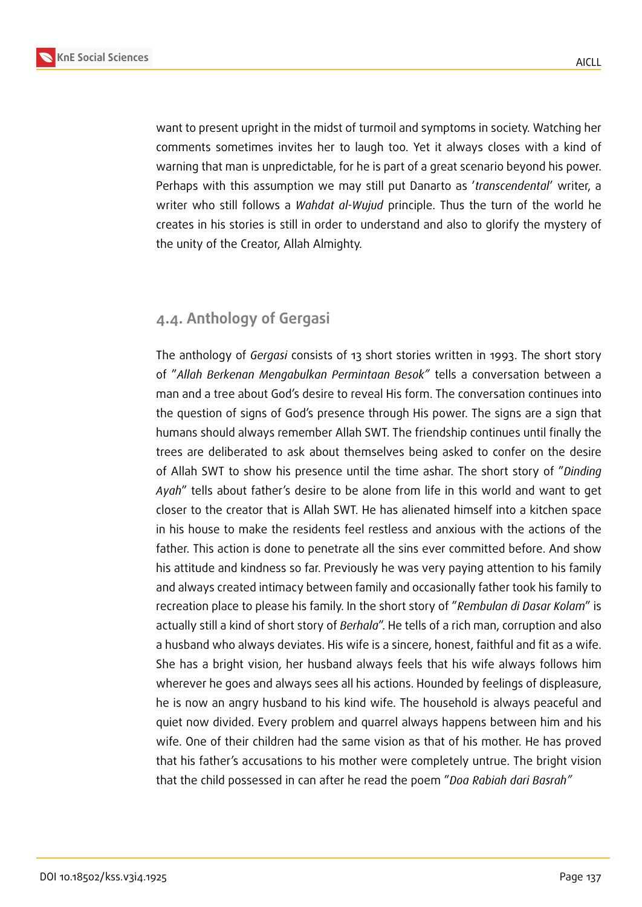want to present upright in the midst of turmoil and symptoms in society. Watching her comments sometimes invites her to laugh too. Yet it always closes with a kind of warning that man is unpredictable, for he is part of a great scenario beyond his power. Perhaps with this assumption we may still put Danarto as '*transcendental*' writer, a writer who still follows a *Wahdat al-Wujud* principle. Thus the turn of the world he creates in his stories is still in order to understand and also to glorify the mystery of the unity of the Creator, Allah Almighty.

## 4.4. Anthology of Gergasi

The anthology of *Gergasi* consists of 13 short stories written in 1993. The short story of "*Allah Berkenan Mengabulkan Permintaan Besok*" tells a conversation between a man and a tree about God's desire to reveal His form. The conversation continues into the question of signs of God's presence through His power. The signs are a sign that humans should always remember Allah SWT. The friendship continues until finally the trees are deliberated to ask about themselves being asked to confer on the desire of Allah SWT to show his presence until the time ashar. The short story of "*Dinding Ayah*" tells about father's desire to be alone from life in this world and want to get closer to the creator that is Allah SWT. He has alienated himself into a kitchen space in his house to make the residents feel restless and anxious with the actions of the father. This action is done to penetrate all the sins ever committed before. And show his attitude and kindness so far. Previously he was very paying attention to his family and always created intimacy between family and occasionally father took his family to recreation place to please his family. In the short story of "*Rembulan di Dasar Kolam*" is actually still a kind of short story of *Berhala*". He tells of a rich man, corruption and also a husband who always deviates. His wife is a sincere, honest, faithful and fit as a wife. She has a bright vision, her husband always feels that his wife always follows him wherever he goes and always sees all his actions. Hounded by feelings of displeasure, he is now an angry husband to his kind wife. The household is always peaceful and quiet now divided. Every problem and quarrel always happens between him and his wife. One of their children had the same vision as that of his mother. He has proved that his father's accusations to his mother were completely untrue. The bright vision that the child possessed in can after he read the poem "*Doa Rabiah dari Basrah*"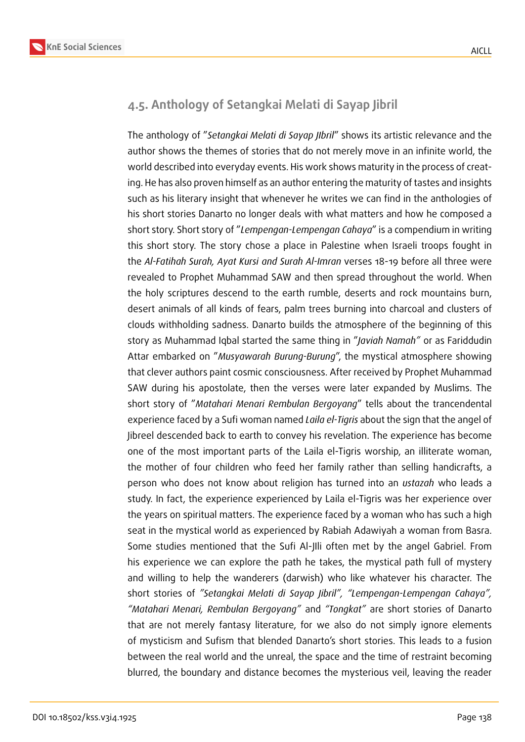## 4.5. Anthology of Setangkai Melati di Sayap Jibril

The anthology of "*Setangkai Melati di Sayap JIbril*" shows its artistic relevance and the author shows the themes of stories that do not merely move in an infinite world, the world described into everyday events. His work shows maturity in the process of creating. He has also proven himself as an author entering the maturity of tastes and insights such as his literary insight that whenever he writes we can find in the anthologies of his short stories Danarto no longer deals with what matters and how he composed a short story. Short story of "*Lempengan-Lempengan Cahaya*" is a compendium in writing this short story. The story chose a place in Palestine when Israeli troops fought in the *Al-Fatihah Surah, Ayat Kursi and Surah Al-Imran* verses 18-19 before all three were revealed to Prophet Muhammad SAW and then spread throughout the world. When the holy scriptures descend to the earth rumble, deserts and rock mountains burn, desert animals of all kinds of fears, palm trees burning into charcoal and clusters of clouds withholding sadness. Danarto builds the atmosphere of the beginning of this story as Muhammad Iqbal started the same thing in "*Javiah Namah"* or as Fariddudin Attar embarked on "*Musyawarah Burung-Burung*", the mystical atmosphere showing that clever authors paint cosmic consciousness. After received by Prophet Muhammad SAW during his apostolate, then the verses were later expanded by Muslims. The short story of "*Matahari Menari Rembulan Bergoyang*" tells about the trancendental experience faced by a Sufi woman named *Laila el-Tigris* about the sign that the angel of Jibreel descended back to earth to convey his revelation. The experience has become one of the most important parts of the Laila el-Tigris worship, an illiterate woman, the mother of four children who feed her family rather than selling handicrafts, a person who does not know about religion has turned into an *ustazah* who leads a study. In fact, the experience experienced by Laila el-Tigris was her experience over the years on spiritual matters. The experience faced by a woman who has such a high seat in the mystical world as experienced by Rabiah Adawiyah a woman from Basra. Some studies mentioned that the Sufi Al-Jlli often met by the angel Gabriel. From his experience we can explore the path he takes, the mystical path full of mystery and willing to help the wanderers (darwish) who like whatever his character. The short stories of *"Setangkai Melati di Sayap Jibril", "Lempengan-Lempengan Cahaya", "Matahari Menari, Rembulan Bergoyang"* and *"Tongkat"* are short stories of Danarto that are not merely fantasy literature, for we also do not simply ignore elements of mysticism and Sufism that blended Danarto's short stories. This leads to a fusion between the real world and the unreal, the space and the time of restraint becoming blurred, the boundary and distance becomes the mysterious veil, leaving the reader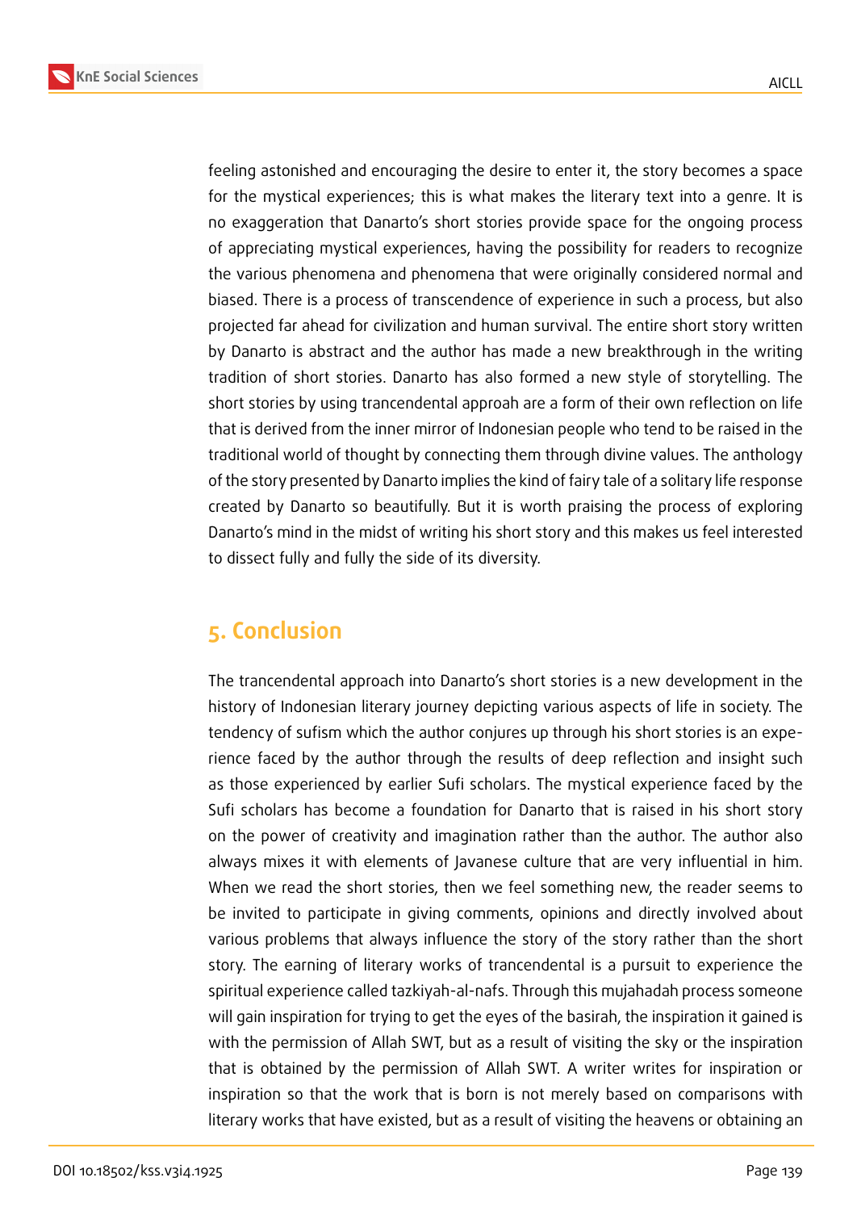feeling astonished and encouraging the desire to enter it, the story becomes a space for the mystical experiences; this is what makes the literary text into a genre. It is no exaggeration that Danarto's short stories provide space for the ongoing process of appreciating mystical experiences, having the possibility for readers to recognize the various phenomena and phenomena that were originally considered normal and biased. There is a process of transcendence of experience in such a process, but also projected far ahead for civilization and human survival. The entire short story written by Danarto is abstract and the author has made a new breakthrough in the writing tradition of short stories. Danarto has also formed a new style of storytelling. The short stories by using trancendental approah are a form of their own reflection on life that is derived from the inner mirror of Indonesian people who tend to be raised in the traditional world of thought by connecting them through divine values. The anthology of the story presented by Danarto implies the kind of fairy tale of a solitary life response created by Danarto so beautifully. But it is worth praising the process of exploring Danarto's mind in the midst of writing his short story and this makes us feel interested to dissect fully and fully the side of its diversity.

## 5. Conclusion

The trancendental approach into Danarto's short stories is a new development in the history of Indonesian literary journey depicting various aspects of life in society. The tendency of sufism which the author conjures up through his short stories is an experience faced by the author through the results of deep reflection and insight such as those experienced by earlier Sufi scholars. The mystical experience faced by the Sufi scholars has become a foundation for Danarto that is raised in his short story on the power of creativity and imagination rather than the author. The author also always mixes it with elements of Javanese culture that are very influential in him. When we read the short stories, then we feel something new, the reader seems to be invited to participate in giving comments, opinions and directly involved about various problems that always influence the story of the story rather than the short story. The earning of literary works of trancendental is a pursuit to experience the spiritual experience called tazkiyah-al-nafs. Through this mujahadah process someone will gain inspiration for trying to get the eyes of the basirah, the inspiration it gained is with the permission of Allah SWT, but as a result of visiting the sky or the inspiration that is obtained by the permission of Allah SWT. A writer writes for inspiration or inspiration so that the work that is born is not merely based on comparisons with literary works that have existed, but as a result of visiting the heavens or obtaining an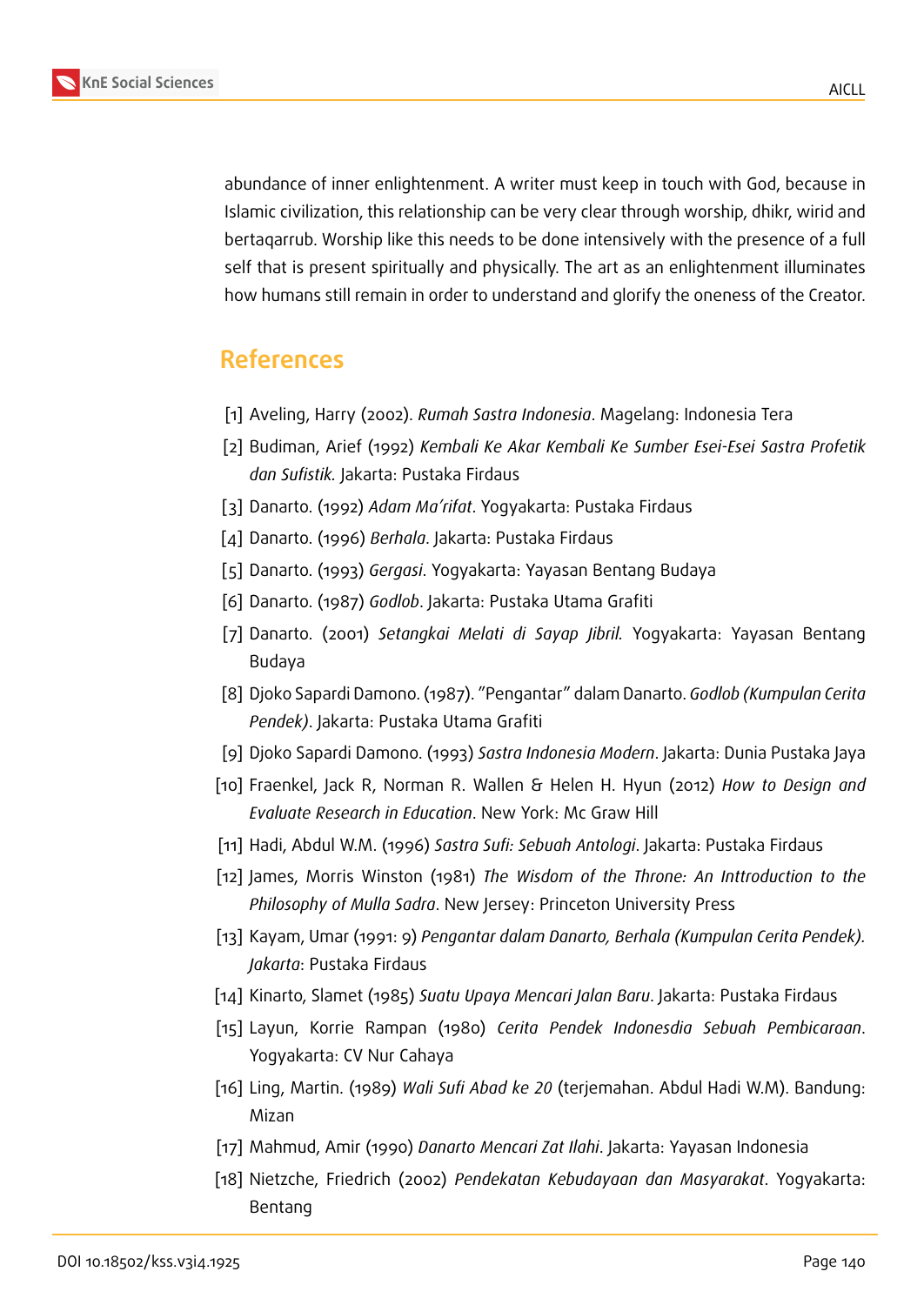abundance of inner enlightenment. A writer must keep in touch with God, because in Islamic civilization, this relationship can be very clear through worship, dhikr, wirid and bertaqarrub. Worship like this needs to be done intensively with the presence of a full self that is present spiritually and physically. The art as an enlightenment illuminates how humans still remain in order to understand and glorify the oneness of the Creator.

## References

[1] Aveling, Harry (2002). *Rumah Sastra Indonesia*. Magelang: Indonesia Tera

[2] Budiman, Arief (1992) *Kembali Ke Akar Kembali Ke Sumber Esei-Esei Sastra Profetik dan Sufistik.* Jakarta: Pustaka Firdaus

[3] Danarto. (1992) *Adam Ma'rifat*. Yogyakarta: Pustaka Firdaus

[4] Danarto. (1996) *Berhala*. Jakarta: Pustaka Firdaus

[5] Danarto. (1993) *Gergasi*. Yogyakarta: Yayasan Bentang Budaya

[6] Danarto. (1987) *Godlob*. Jakarta: Pustaka Utama Grafiti

[7] Danarto. (2001) *Setangkai Melati di Sayap Jibril.* Yogyakarta: Yayasan Bentang Budaya

[8] Djoko Sapardi Damono. (1987). "Pengantar" dalam Danarto. *Godlob (Kumpulan Cerita Pendek)*. Jakarta: Pustaka Utama Grafiti

[9] Djoko Sapardi Damono. (1993) *Sastra Indonesia Modern*. Jakarta: Dunia Pustaka Jaya

[10] Fraenkel, Jack R, Norman R. Wallen & Helen H. Hyun (2012) *How to Design and Evaluate Research in Education*. New York: Mc Graw Hill

[11] Hadi, Abdul W.M. (1996) *Sastra Sufi: Sebuah Antologi*. Jakarta: Pustaka Firdaus

[12] James, Morris Winston (1981) *The Wisdom of the Throne: An Inttroduction to the Philosophy of Mulla Sadra*. New Jersey: Princeton University Press

[13] Kayam, Umar (1991: 9) *Pengantar dalam Danarto, Berhala (Kumpulan Cerita Pendek). Jakarta*: Pustaka Firdaus

[14] Kinarto, Slamet (1985) *Suatu Upaya Mencari Jalan Baru*. Jakarta: Pustaka Firdaus

[15] Layun, Korrie Rampan (1980) *Cerita Pendek Indonesdia Sebuah Pembicaraan*. Yogyakarta: CV Nur Cahaya

[16] Ling, Martin. (1989) *Wali Sufi Abad ke 20* (terjemahan. Abdul Hadi W.M). Bandung: Mizan

[17] Mahmud, Amir (1990) *Danarto Mencari Zat Ilahi*. Jakarta: Yayasan Indonesia

[18] Nietzche, Friedrich (2002) *Pendekatan Kebudayaan dan Masyarakat*. Yogyakarta: Bentang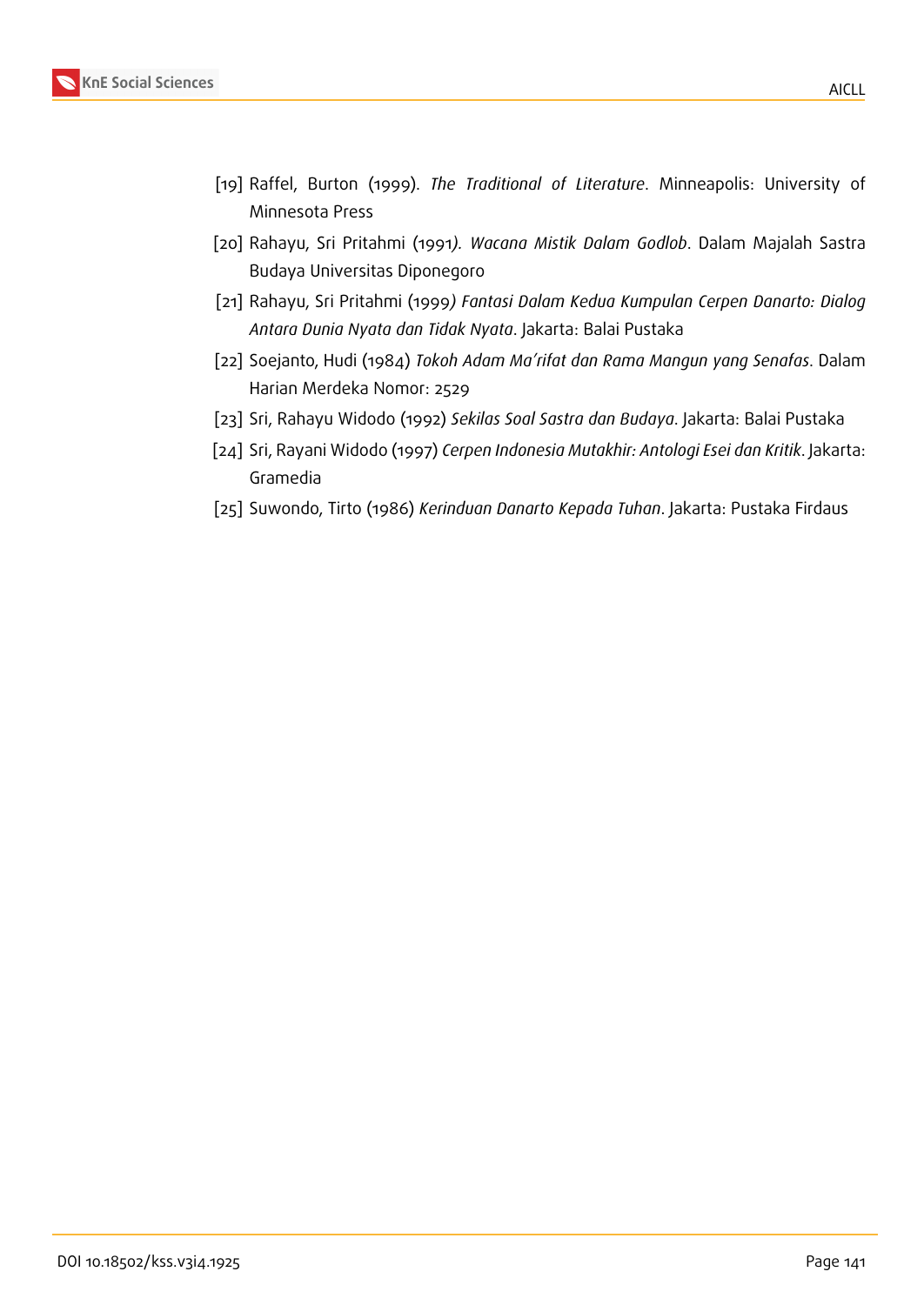[19] Raffel, Burton (1999). *The Traditional of Literature*. Minneapolis: University of Minnesota Press

[20] Rahayu, Sri Pritahmi (1991*). Wacana Mistik Dalam Godlob*. Dalam Majalah Sastra Budaya Universitas Diponegoro

[21] Rahayu, Sri Pritahmi (1999*) Fantasi Dalam Kedua Kumpulan Cerpen Danarto: Dialog Antara Dunia Nyata dan Tidak Nyata*. Jakarta: Balai Pustaka

[22] Soejanto, Hudi (1984) *Tokoh Adam Ma'rifat dan Rama Mangun yang Senafas*. Dalam Harian Merdeka Nomor: 2529

[23] Sri, Rahayu Widodo (1992) *Sekilas Soal Sastra dan Budaya*. Jakarta: Balai Pustaka

[24] Sri, Rayani Widodo (1997) *Cerpen Indonesia Mutakhir: Antologi Esei dan Kritik*. Jakarta: Gramedia

[25] Suwondo, Tirto (1986) *Kerinduan Danarto Kepada Tuhan*. Jakarta: Pustaka Firdaus